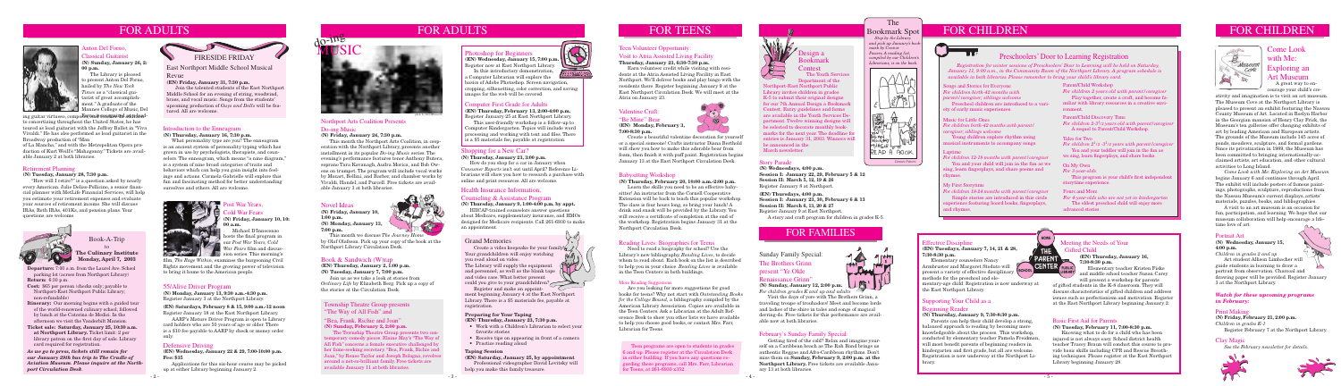# FOR ADULTS

## Anton Del Forno, Classical Guitarist

**(N) Monday, January 26, 7:30 p.m.**

The Library is pleased to present Anton Del Forno, hailed by *The New York Times* as a "classical guitarist of great accomplishment." A graduate of the Mannes College of Music, Del Forno has performed extensively as a concert and ensemble guitarist, composer, and arranger. He has premiered works by numerous composers and has performed in concerting throughout the United States, he has toured as lead guitarist with the Joffrey Ballet in "Viva Vivaldi." He has also performed as lead guitarist in the Broadway production of "Man of La Mancha," and with the Metropolitan Opera production of Kurt Weill's "Mahagonny." Tickets are available January 2 at both libraries.

## Retirement Planning

**(N) Tuesday, January 20, 7:30 p.m.**

"How will I retire?" is a question asked by nearly every American. Julie Delles-Pellicone, a senior financial planner with MetLife Financial Services, will help you estimate your retirement expenses and evaluate your sources of retirement income. She will discuss IRAs, Roth IRAs, 401Ks, and pension plans. Your questions are welcome.

## Book-A-Trip to The Culinary Institute Monday, April 7, 2003

**Departure:** 7:00 a.m. from the Laurel Ave. School parking lot (across from Northport Library)

**Return:** 6:30 p.m.

**Cost:** $65 per person (checks only; payable to Northport-East Northport Public Library; non-refundable)

**Itinerary:** Our morning begins with a guided tour of the world-renowned culinary school, followed by lunch at the Caterina de Medici. In the afternoon we visit the Vanderbilt Mansion.

**Ticket sale: Saturday, January 25, 10:30 a.m. at Northport Library.** Ticket limit: 2 per library patron on the first day of sale. Library card required for registration.

*As we go to press, tickets still remain for our January 29th bus trip to The Cradle of Aviation Museum. Please inquire at the Northport Circulation Desk.*

## FIRESIDE FRIDAY

### East Northport Middle School Musical Revue

**(EN) Friday, January 31, 7:30 p.m.**

Join the talented students of the East Northport Middle School for an evening of strings, woodwind, brass, and vocal music. Songs from the students' upcoming production of *Guys and Dolls* will be featured. All are welcome.

## Introduction to the Enneagram

**(N) Thursday, January 16, 7:30 p.m.**

What personality type are you? The enneagram is an ancient system of personality typing which has grown in use by psychologists, therapists, and counselors. The enneagram, which means "a nine diagram," is a system of nine broad categories of traits and behaviors which can help you gain insight into feelings and actions. Carmela Gabrielle will explore this fun and fascinating method for better understanding ourselves and others. All are welcome.

## Post War Years, Cold War Fears

**(N) Friday, January 10, 10:00 a.m.**

Michael D'Innocenzo hosts the final program in our *Post War Years, Cold War Fears* film and discussion series. This morning's film, *The Rage Within*, examines the burgeoning Civil Rights movement and the growing power of television to bring it home to the American people.

## 55/Alive Driver Program

**(N) Monday, January 13, 9:30 a.m.-4:30 p.m.**

Register January 3 at the Northport Library.

**(EN) Saturdays, February 8 & 15, 9:00 a.m.-12 noon**

Register January 18 at the East Northport Library.

AARP's Mature Driver Program is open to Library card holders who are 50 years of age or older. There is a $10 fee payable to AARP by check or money order only.

## Defensive Driving

**(EN) Wednesdays, February 12 & 19, 7:00-10:00 p.m.**

**Fee: $35**

Applications for this six-hour course may be picked up at either Library beginning January 2.

# FOR ADULTS

## do-ing MUSIC

### Northport Arts Coalition Presents Do-ing Music

**(N) Friday, January 17, 7:00 p.m.**

This month the Northport Arts Coalition, in cooperation with the Northport Library, presents another installment in its popular *Do-ing Music* series. The evening's performance features tenor Anthony Butera, soprano Tara Kavanagh, Andrea Morris, and Bob Owens on trumpet. The program will include vocal works by Mozart, Bellini, and Barber, and chamber works by Vivaldi, Handel, and Purcell. Free tickets are available January 3 at both libraries.

## Novel Ideas

**(N) Friday, January 10, 1:00 p.m.**

**(N) Monday, January 13, 7:00 p.m.**

This month we discuss *The Journey Home* by Olaf Olafsson. Pick up your copy of the book at the Northport Library Circulation Desk.

## Book & Sandwich (W)rap

**(EN) Thursday, January 2, 7:00 p.m.**

**(N) Tuesday, January 7, 7:00 p.m.**

Join us as we take a look at stories from *Ordinary Life* by Elizabeth Berg. Pick up a copy of the stories at the Circulation Desk.

## Township Theatre Group presents "The Way of All Fish" and "Bea, Frank, Richie and Joan"

**(N) Sunday, February 2, 2:00 p.m.**

The Township Theatre Group presents two contemporary comedy pieces: Elaine May's "The Way of All Fish" concerns a female executive challenged by her fame-seeking secretary. "Bea, Frank, Richie and Joan," by Renee Taylor and Joseph Bologna, revolves around a not-so-brilliant family. Free tickets are available January 11 at both libraries.

## Photoshop for Beginners

**(EN) Wednesday, January 15, 7:00 p.m.**

Register now at East Northport Library.

In this introductory demonstration, a Computer Librarian will explore the basics of Adobe Photoshop. Screen navigation, cropping, silhouetting, color correction, and saving images for the web will be covered.

## Computer First Grade for Adults

**(EN) Thursday, February 13, 2:00-4:00 p.m.**

Register January 25 at East Northport Library.

This user-friendly workshop is a follow-up to Computer Kindergarten. Topics will include word processing and working with text and files. There is a $5 materials fee, payable at registration.

## Shopping for a New Car?

**(N) Thursday, January 23, 2:00 p.m.**

How do you shop for a car in January when *Consumer Reports* isn't out until April? Reference Librarians will show you how to research a purchase with online and print resources. All are welcome.

## Health Insurance Information, Counseling & Assistance Program

**(N) Thursday, January 9, 1:00-4:00 p.m. by appt.**

HIICAP-trained counselors can answer questions about Medicare, supplementary insurance, and HMOs designed for Medicare recipients. Call 261-6930 to make an appointment.

## Grand Memories

Create a video keepsake for your family! Your grandchildren will enjoy watching you read aloud on video.

The Library will supply the equipment and personnel, as well as the blank tape and video case. What better present could you give to your grandchildren?

Register and make an appointment beginning January 6 at the East Northport Library. There is a $5 materials fee, payable at registration.

**Preparing for Your Taping**

**(EN) Thursday, January 23, 7:30 p.m.**

- Work with a Children's Librarian to select your favorite stories
- Receive tips on appearing in front of a camera
- Practice reading aloud

**Taping Session**

**(EN) Saturday, January 25, by appointment**

Professional videographer David Levitsky will help you make this family treasure.

# FOR TEENS

## Teen Volunteer Opportunity

### Visit to Atria Assisted Living Facility

**Thursday, January 23, 6:30-7:30 p.m.**

Earn volunteer credit while visiting with residents at the Atria Assisted Living Facility in East Northport. We'll deliver books and play bingo with the residents there. Register beginning January 8 at the East Northport Circulation Desk. We will meet at the Atria on January 23.

## Valentine Craft: "Be Mine" Bear

**(EN) Monday, February 3, 7:00-8:30 p.m.**

Create a beautiful valentine decoration for yourself or a special someone! Crafts instructor Donna Berkfield will show you how to make this adorable bear from foam, then finish it with puff paint. Registration begins January 15 at the East Northport Circulation Desk.

## Babysitting Workshop

**(N) Thursday, February 20, 10:00 a.m.-2:00 p.m.**

Learn the skills you need to be an effective babysitter! An instructor from the Cornell Cooperative Extension will be back to teach this popular workshop. The class is four hours long, so bring your lunch! A drink and snack will be provided by the Library. You will receive a certificate of completion at the end of the workshop. Registration begins January 27 at the Northport Circulation Desk.

## Reading Lists: Biographies for Teens

Need to read a biography for school? Use the Library's new bibliography, *Reading Lives*, to decide whom to read about. Each book on the list is described to help you in your choice. *Reading Lives* is available in the Teen Centers in both buildings.

### More Reading Suggestions

Are you looking for more suggestions for good books for teens? Why not start with *Outstanding Books for the College Bound*, a bibliography compiled by the American Library Association. Copies are available in the Teen Centers. Ask a Librarian at the Adult Reference Desk to show you other lists we have available to help you choose good books, or contact Mrs. Farr, Librarian for Teens.

Teen programs are open to students in grades 6 and up. Please register at the Circulation Desk in either building. If you have any questions regarding these programs, call Mrs. Farr, Librarian for Teens, at 261-6930 x252.

# FOR FAMILIES

## Design a Bookmark Contest

The Youth Services Department of the Northport-East Northport Public Library invites children in grades K-5 to submit their original designs for our 7th Annual Design a Bookmark Contest. Entry guidelines and forms are available in the Youth Services Department. Twelve winning designs will be selected to decorate monthly bookmarks for the next year. The deadline for entries is January 31, 2003. Winners will be announced in the March newsletter.

## Sunday Family Special: The Brothers Grimm present "Ye Olde Renaissance Grimm"

**(N) Sunday, January 12, 2:00 p.m.**

*For children grades K and up and adults*

Visit the days of yore with The Brothers Grimm, a traveling troupe of troubadours! Meet and become lords and ladies of the shire as a wide range of magical derring-do. Free tickets for this performance are available now at both libraries.

## February's Sunday Family Special:

Getting tired of the cold? Relax and imagine yourself on a Caribbean beach as The Rick Band brings us authentic Reggae and Afro-Caribbean rhythms. Don't miss them on **Sunday, February 9, 2:00 p.m. at the Northport Library.** Free tickets are available January 13 at both libraries.

## Story Parade

**(N) Wednesdays, 4:00 p.m.**

**Session I: January 22, 29, February 5 & 12**

**Session II: March 5, 12, 19 & 26**

Register January 8 at Northport.

**(EN) Wednesdays, 4:00 p.m.**

**Session I: January 22, 29, February 5 & 12**

**Session II: March 5, 12, 19 & 26**

Register January 8 at East Northport.

A story and craft program for children in grades K-5.

## The Bookmark Spot

*Stop by the Library and pick up January's bookmark by Connor Powers. A reading list, compiled by our Children's Librarians, is on the back.*

# FOR CHILDREN

## Preschoolers' Door to Learning Registration

*Registration for winter sessions of Preschoolers' Door to Learning will be held on Saturday, January 11, 9:00 a.m., in the Community Room of the Northport Library. A program schedule is available in both libraries. Please remember to bring your child's library card.*

**Songs and Stories for Everyone**

*For children birth-42 months with parent/caregiver; siblings welcome*

Preschool children are introduced to a variety of early music experiences.

**Music for Little Ones**

*For children birth-42 months with parent/caregiver; siblings welcome*

Young children explore rhythm using musical instruments to accompany songs.

**Lapsit**

*For children 12-18 months with parent/caregiver*

You and your child will join in the fun as we sing, learn fingerplays, and share poems and rhymes.

**My First Storytime**

*For children 18-24 months with parent/caregiver*

Simple stories are introduced in this gentle experience featuring board books, fingerplays, and rhymes.

**Parent/Child Workshop**

*For children 2 years old with parent/caregiver*

Play together, create a craft, and become familiar with library resources in a creative environment.

**Parent/Child Discovery Time**

*For children 2-3½ years old with parent/caregiver*

A sequel to Parent/Child Workshop.

**Tales for Two**

*For children 3½-3½+ years with parent/caregiver*

You and your toddler will join in the fun as we sing, learn fingerplays, and share books.

**On My Own**

*For 3-year-olds*

This program is your child's first independent storytime experience.

**Fours and More**

*For 4-year-olds who are not yet in kindergarten*

The oldest preschool child will enjoy more advanced stories.

## Effective Discipline

**(EN) Tuesdays, February 7, 14, 21 & 28, 7:30-8:30 p.m.**

Elementary counselors Nancy Armbruster and Margaret Gudaitis will present a variety of effective disciplinary methods for the preschool and elementary-age child. Registration is now underway at the East Northport Library.

## Supporting Your Child as a Beginning Reader

**(N) Thursday, January 9, 7:30-8:30 p.m.**

Parents can help their child develop a strong, balanced approach to reading by becoming more knowledgeable about the process. This workshop, conducted by elementary teacher Pamela Friedman, will most benefit parents of beginning readers in kindergarten and first grade, but all are welcome. Registration is now underway at the Northport Library.

## Meeting the Needs of Your Gifted Child

**(EN) Thursday, January 16, 7:30-8:30 p.m.**

Elementary teacher Kristen Fiske and middle school teacher Susan Carey will present a workshop for parents of gifted students in the K-8 classroom. They will discuss characteristics of gifted children and address issues such as perfectionism and motivation. Register at the East Northport Library beginning January 2.

## Basic First Aid for Parents

**(N) Tuesday, February 11, 7:00-8:30 p.m.**

Knowing what to do for a child who has been injured is not always easy. School district health teacher Tracey Braun will conduct this course to provide basic skills including CPR and Rescue Breathing techniques. Please register at the East Northport Library beginning January 28.

# FOR CHILDREN

## Come Look with Me: Exploring an Art Museum

A great way to encourage your child's creativity and imagination is to visit an art museum. The Museum Corner of the Northport Library is pleased to present an exhibit featuring the Nassau County Museum of Art. Located in Roslyn Harbor in the Georgian mansion of Henry Clay Frick, the Museum's ten galleries offer changing exhibits of art by leading American and European artists. The grounds of the Museum include 145 acres of ponds, meadows, sculpture, and formal gardens. Since its privatization in 1989, the Museum has been committed to bringing internationally-acclaimed artists, art education, and other cultural activities to Long Island.

*Come Look with Me: Exploring an Art Museum* begins January 6 and continues through April. The exhibit will include posters of famous paintings, photographs, sculpture, reproductions from the Nassau Museum's current displays, artists' materials, puzzles, books, and bibliographies.

A visit to an art museum is an occasion for fun, participation, and learning. We hope that our museum collaboration will help encourage a lifetime love of art.

## Portrait Art

**(N) Wednesday, January 15, 4:00 p.m.**

*Children in grades 3 and up*

Art student Allison Lindbacher will guide students in learning to draw a portrait from observation. Charcoal and drawing paper will be provided. Register January 3 at the Northport Library.

*Watch for these upcoming programs in February:*

## Print Making

**(N) Friday, February 21, 2:00 p.m.**

*Children in grades K-2*

Register February 7 at the Northport Library.

## Clay Magic

*See the February newsletter for details.*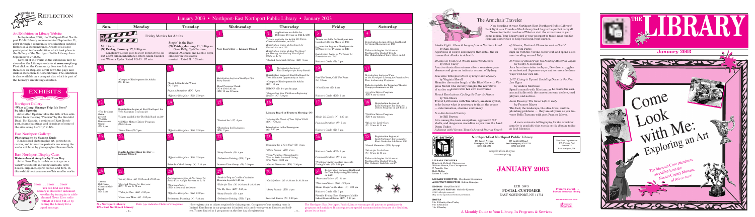# Reflection &

## Art Exhibition on Library Website

In September, 2002, the Northport-East Northport Public Library commemorated September 11, 2001 through a community art exhibition entitled Reflection & Remembrance. Artists of all ages participated in the exhibition which took place in the Gallery of the Northport Public Library from September 8-27, 2002.

Now, all of the works in the exhibition may be viewed on the Library's website at **www.nenpl.org** First click on the Community Services link and then click on Displays; scroll down the page and click on Reflection & Remembrance. The exhibition is also available on a compact disc which is part of the Library's circulating collection.

## EXHIBITS

### Northport Gallery:

**"What a Long, Strange Trip It's Been" by Alan Epstein**

Artist Alan Epstein takes the title of his exhibition from the song "Truckin'" by the Grateful Dead. Mr. Epstein, a resident of East Northport, shows paintings and drawings of some of the sites along his "trip" in life.

### East Northport Gallery:

**Photography by Susann Gude**

Handcolored photographic art, portraits on canvas, and narrative portraits are among the works exhibited by photographer Susann Gude.

### East Northport Display Case:

**Watercolors & Acrylics by Russ Day**

Artist Russ Day turns his artist's eye on a variety of subjects including sailboats, lighthouses, airplanes, sports scenes, and fires. In this exhibit he shares some of his smaller works.

Snow. . . Snow. . . Snow
You can find out if the Library is closed for inclement weather by tuning in to cable channel News 12 or radio WBAB at 102.3 FM or by calling the Library for a taped message.

---

# January 2003 • Northport-East Northport Public Library • January 2003

**Friday Movies for Adults**

**Mr. Deeds**
**(N) Friday, January 17, 1:30 p.m.**
Longfellow Deeds goes to New York City to collect a $40 billion inheritance. Stars Adam Sandler and Winona Ryder. Rated PG-13. 97 min.

**Singin' in the Rain**
**(N) Friday, January 31, 1:30 p.m.**
Gene Kelly, Cyd Charisse, Donald O'Connor, and Debbie Reynolds star in this classic musical. Rated G. 103 min.

| Sun. | Monday | Tuesday | Wednesday | Thursday | Friday | Saturday |
|---|---|---|---|---|---|---|
| | | | 1 New Year's Day — Library Closed | 2 Applications available for Defensive Driving on 1/22 & 1/29. Tickets available for An Evening with Del Prete, Common Cadence, on 1/26. *Registration begins at Northport for Portrait Art on 1/13.* *Registration begins at East Northport for Meeting the Needs of Your Gifted Child on 1/16.* *Book & Sandwich (W)rap (EN) 1 pm | 3 Tickets available for Northport Arts Coalition Living Music on 1/31. Registration begins at Northport for *Children* Driver Program on 1/13. *Registration begins at Northport for Portrait Art on 1/13.* Knitters' Circle (N) 7 pm | 4 Registration begins at East Northport for Grand Measures on 1/23. Ticket sale begins 10:30 am at Northport for Book-A-Trip to The Philadelphia Flower Show on 3/6 |
| 5 | 6 *Computer Kindergarten for Adults (N) 10 am | 7 *Book & Sandwich (W)rap (N) 7 pm *Pajama Storytime (EN) 7 pm *Effective Discipline (EN) 7:30 pm | 8 Registration begins at Northport for Story Parade Blood Pressure Check (N) 9:30-10:30 am (EN) 11 am-12 noon | 9 Registration begins at East Northport for Story Parade. Registration begins at East Northport for Teen Volunteer Opportunity at Attic. *Computer Kindergarten for Adults (EN) 10 am HIICAP (N) 1-4 pm by appt. *Supporting Your Child as a Beginning Reader (N) 7:30 pm | 10 Post War Years, Cold War Fears (N) 10 am *Novel Ideas (N) 1 pm Knitters' Circle (EN) 7 pm | 11 Registration begins at 9 am at the Northport Library for Preschoolers Door to Learning Programs. Tickets available for Township Theatre Group performance on 2/2 *Golden Driver Program (EN) 9 am-12 noon |
| 12 *The Brothers Grimm present "No Ordinary Renaissance Circus" (N) 2 pm | 13 Registration begins at East Northport for Teen Volunteer Craft on 2/1. Tickets available for The Rob Band on 2/9. *50/Alive Mature Driver Program (N) 9:30 am *Novel Ideas (N) 7 pm | 14 *Effective Discipline (EN) 7:30 pm | 15 *Portrait Art (N) 4 pm *Photoshop for Beginners (EN) 7 pm | 16 **Library Board of Trustees Meeting (N)** *Meeting the Needs of Your Gifted Child (EN) 7:30 pm Introduction to the Enneagram (N) 7:30 pm | 17 Movie: Mr. Deeds (N) 1:30 pm Pajama Storytime (N) 7 pm Knitters' Circle (N) 7 pm | 18 Registration begins at East Northport for 55/Alive Driver Program on 2/8 & 2/15 *55/Alive Driver Program (EN) 9 am-12 noon *Music for Little Ones (N) 10 am & 11 am |
| 19 | 20 **Martin Luther King Jr. Day — Library Closed** | 21 *Effective Discipline (EN) 7:30 pm Friends of the Library (N) 7:30 pm | 22 *Story Parade (N) 4 pm *Defensive Driving (EN) 7 pm Internet User Group (N) 7:30 pm | 23 Shopping for a New Car? (N) 2 pm *Story Parade (EN) 4 pm *Teen Volunteer Opportunity: Visit to Attic Assisted Living (The Attic) 6:30 pm *Grand Measures (EN) 7:30 pm | 24 Knitters' Circle (EN) 7 pm Pajama Storytime (N) 7 pm *Northport Arts Coalition presents Living Music (N) 7:30 pm | 25 Registration begins at East Northport for Computer First Grade for Adults on 2/13 *Grand Measures (EN) by appt. *Music for Little Ones (N) 10 am & 11 am Ticket sale begins 10:30 am at Northport for Book-A-Trip to The Culinary Institute on 3/7 |
| 26 *Anton Del Prete, Common Cadence (N) 2 pm | 27 *On My Own (N) 9:30 am & 10:30 am *Songs & Stories for Everyone (EN) 10 am & 11 am *Tales for Two (EN) 1:30 pm *Fours and More (N) 1:30 pm | 28 Registration begins at Northport for Basic First Aid for Parents on 2/11 *Fours and More (EN) 9:30 am & 10:30 am *Effective Discipline (EN) 7:30 pm Retirement Planning (N) 7:30 pm | 29 *Book-A-Trip to Cradle of Aviation Museum departs 9:45 am *Tales for Two (N) 9:30 am & 10:30 am *On My Own (EN) 1:30 pm *Story Parade (N) 4 pm *Defensive Driving (EN) 7 pm | 30 *On My Own (N) 9:30 am & 10:30 am *Story Parade (EN) 4 pm Internet Basics (N) 7:30 pm | 31 Registration begins at Northport for Teen Babysitting Workshop on 2/26 *Fours and More (N) 10 am *Fours and More (EN) 1:30 pm Movie: Singin' in the Rain (N) 1:30 pm Knitters' Circle (N) 7 pm Fireside Friday: East Northport Middle School Musical Revue (EN) 7:30 pm | |

**N = Northport Library** Italic type indicates Children's Programs
**EN = East Northport Library**

*Pre-registration or tickets required for this program. Occupancy of our meeting room is limited. Enrollment in our programs is limited, with preference given to library card holders. Tickets limited to 2 per patron on the first day of registration.

The Northport-East Northport Public Library encourages all patrons to participate in programs and activities. If you require any special accommodations because of a disability, please let us know.

---

# The Armchair Traveler

Now boarding at your Northport-East Northport Public Library! Pack light — a Friends of the Library book bag is the perfect carry-all. Travel to the far reaches of Tibet or visit the attractions in your home region. Your library card is your passport to travel near and far. Here are some titles to help begin your journey:

*Alaska Light : Ideas & Images from a Northern Land*
by Kim Heacox
A portfolio of essays and images that detail the extremes that Alaska is rich with.

*20 Days in Sydney: A Wildly Distorted Account*
by Peter Carey
A native Australian returns after a seventeen-year absence and gives an intimate account of Sydney.

*Blue Nile: Ethiopia's River of Magic and Mystery*
by Virginia Morell
Meander the entire length of the Blue Nile with Virginia Morell who cleverly mingles the narratives of earlier explorers with her own discoveries.

*French Revolutions: Cycling the Tour de France*
by Tim Moore
Travel 2,256 miles with Tim Moore, amateur cyclist, as he learns what is necessary to finish the course — determination, stamina and lunacy.

*In a Sunburned Country*
by Bill Bryson
Live among the toxic caterpillars, aggressive sea-shells, and dangerous crocodiles as you tour the Land Down Under.
*A Season with Verona: Travels Around Italy in Search of Illusion, National Character and —Goals!*
by Tim Parks
Sign on with the Verona soccer club and spend a season traveling around Italy.

*36 Views of Mount Fuji: On Finding Myself in Japan*
by Cathy N. Davidson
As a four-time visitor to Japan, Davidson struggles to understand Japanese ways and to reconcile these ways with her own life.

*24/7: Living it Up and Doubling Down in the New Las Vegas*
by Andres Martinez
Spend a month with Martinez as he roams the casinos and talks with the conventioneers, dealers, card players, and natives.

*Bella Tuscany: The Sweet Life in Italy*
by Frances Mayes
The food, the landscape, the olive trees, and the plumbing problems . . . they are all yours as you traverse Bella Tuscany with poet Frances Mayes.

*A more extensive bibliography for the armchair traveler is available this month on the display tables in both libraries.*

## Northport-East Northport Public Library

151 Laurel Avenue
Northport, NY 11768
(631) 261-6930

185 Larkfield Road
East Northport, NY 11731
(631) 261-2313

nenpl@suffolk.lib.ny.us
www.nenpl.org

Non-Profit Organization
U.S. Postage Paid
Permit #74
East Northport, NY

**LIBRARY TRUSTEES**
Elizabeth McCloat, Chairperson
William Morton, Vice Chairperson
C. Annette Carr
Ruth McKay
Robert E. Little

**LIBRARY DIRECTOR:** Stephanie Heineman
**ASSISTANT DIRECTOR:** Eileen Minogue

**EDITOR:** Mary Ellen Moll
**ASSISTANT EDITOR:** Michelle Epstein
©2003 All rights reserved.
May not be reproduced without permission.

**HOURS**
9 to 9 Monday thru Friday
9 to 5 Saturday
1 to 5 Sunday

# JANUARY 2003

ECR SWS
**POSTAL CUSTOMER**
EAST NORTHPORT, NY 11731

Preserve a forest . . . borrow from your library.

A Monthly Guide to Your Library, Its Programs & Services

---

# THE LIBRARY

January 2003

# Come Look With Me: Exploring an Art

The Museum Cove introduces an exhibit from the Nassau County Museum of Art (see page 3)